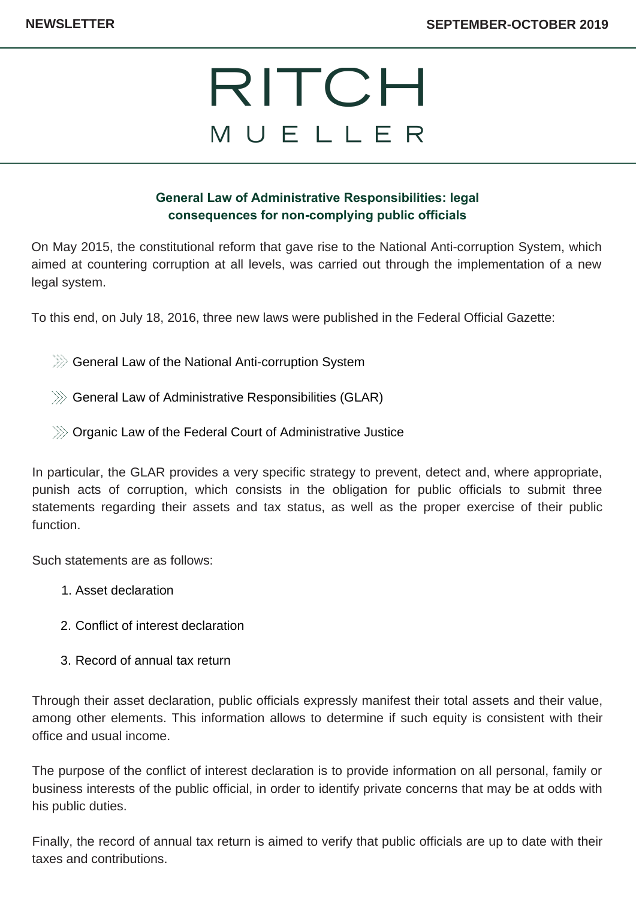# RITCH MUELLER

## General Law of Administrative Responsibilities: legal consequences for non-complying public officials

On May 2015, the constitutional reform that gave rise to the National Anti-corruption System, which aimed at countering corruption at all levels, was carried out through the implementation of a new legal system.

To this end, on July 18, 2016, three new laws were published in the Federal Official Gazette:

- General Law of the National Anti-corruption System
- General Law of Administrative Responsibilities (GLAR)
- Organic Law of the Federal Court of Administrative Justice

In particular, the GLAR provides a very specific strategy to prevent, detect and, where appropriate, punish acts of corruption, which consists in the obligation for public officials to submit three statements regarding their assets and tax status, as well as the proper exercise of their public function.

Such statements are as follows:

1. Asset declaration
2. Conflict of interest declaration
3. Record of annual tax return

Through their asset declaration, public officials expressly manifest their total assets and their value, among other elements. This information allows to determine if such equity is consistent with their office and usual income.

The purpose of the conflict of interest declaration is to provide information on all personal, family or business interests of the public official, in order to identify private concerns that may be at odds with his public duties.

Finally, the record of annual tax return is aimed to verify that public officials are up to date with their taxes and contributions.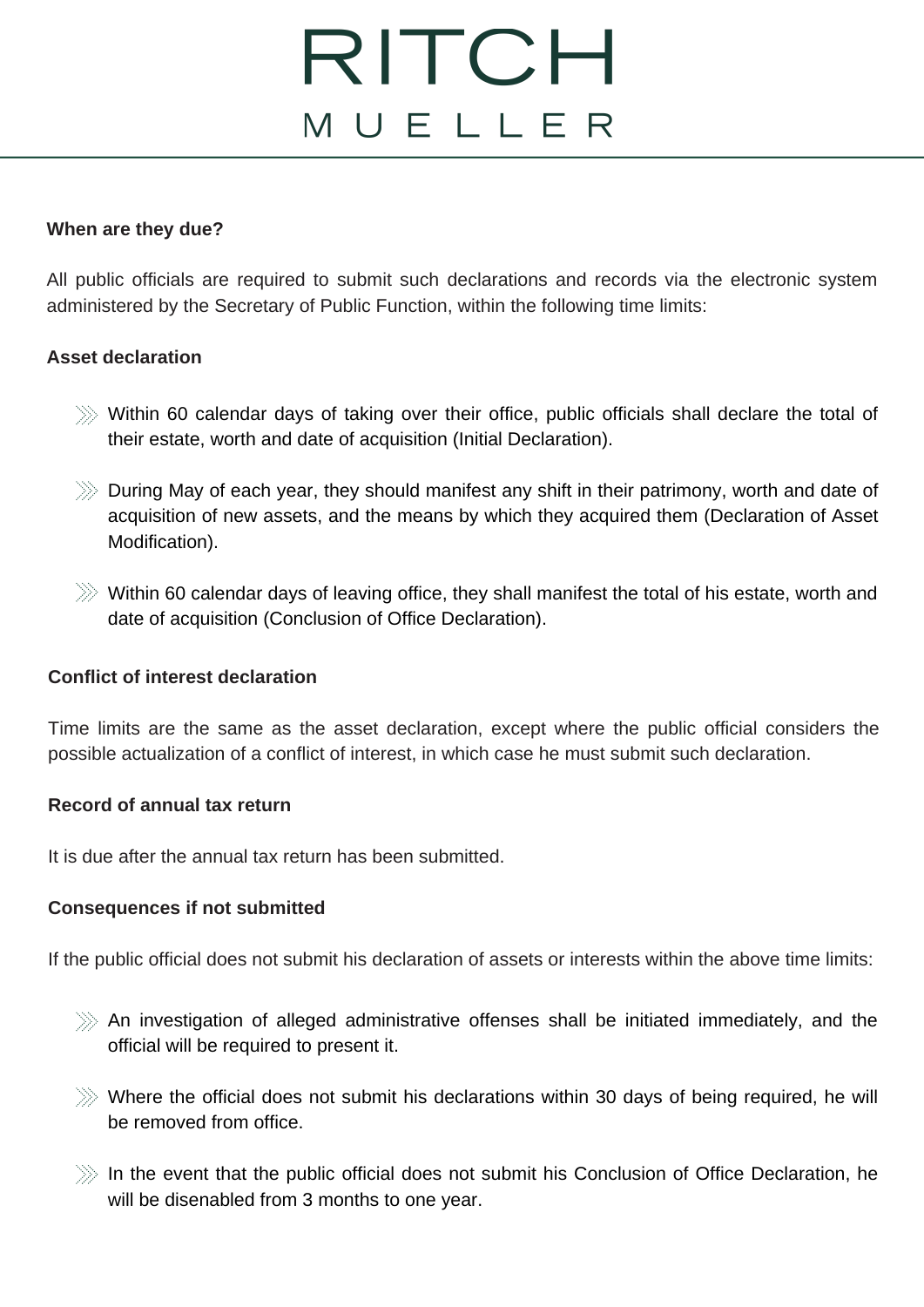**When are they due?**

All public officials are required to submit such declarations and records via the electronic system administered by the Secretary of Public Function, within the following time limits:

**Asset declaration**

- Within 60 calendar days of taking over their office, public officials shall declare the total of their estate, worth and date of acquisition (Initial Declaration).
- During May of each year, they should manifest any shift in their patrimony, worth and date of acquisition of new assets, and the means by which they acquired them (Declaration of Asset Modification).
- Within 60 calendar days of leaving office, they shall manifest the total of his estate, worth and date of acquisition (Conclusion of Office Declaration).

**Conflict of interest declaration**

Time limits are the same as the asset declaration, except where the public official considers the possible actualization of a conflict of interest, in which case he must submit such declaration.

**Record of annual tax return**

It is due after the annual tax return has been submitted.

**Consequences if not submitted**

If the public official does not submit his declaration of assets or interests within the above time limits:

- An investigation of alleged administrative offenses shall be initiated immediately, and the official will be required to present it.
- Where the official does not submit his declarations within 30 days of being required, he will be removed from office.
- In the event that the public official does not submit his Conclusion of Office Declaration, he will be disenabled from 3 months to one year.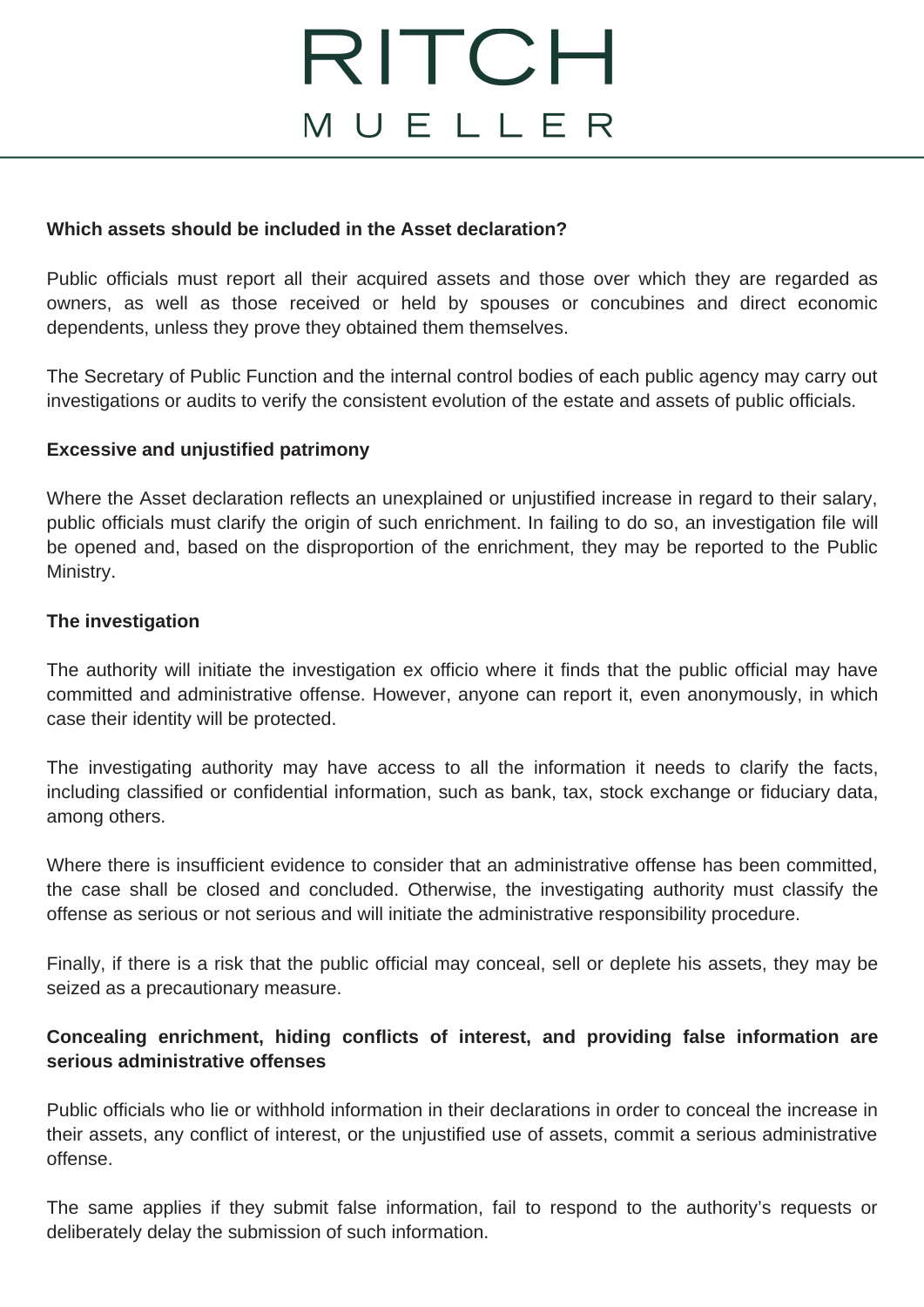**Which assets should be included in the Asset declaration?**

Public officials must report all their acquired assets and those over which they are regarded as owners, as well as those received or held by spouses or concubines and direct economic dependents, unless they prove they obtained them themselves.

The Secretary of Public Function and the internal control bodies of each public agency may carry out investigations or audits to verify the consistent evolution of the estate and assets of public officials.

**Excessive and unjustified patrimony**

Where the Asset declaration reflects an unexplained or unjustified increase in regard to their salary, public officials must clarify the origin of such enrichment. In failing to do so, an investigation file will be opened and, based on the disproportion of the enrichment, they may be reported to the Public Ministry.

**The investigation**

The authority will initiate the investigation ex officio where it finds that the public official may have committed and administrative offense. However, anyone can report it, even anonymously, in which case their identity will be protected.

The investigating authority may have access to all the information it needs to clarify the facts, including classified or confidential information, such as bank, tax, stock exchange or fiduciary data, among others.

Where there is insufficient evidence to consider that an administrative offense has been committed, the case shall be closed and concluded. Otherwise, the investigating authority must classify the offense as serious or not serious and will initiate the administrative responsibility procedure.

Finally, if there is a risk that the public official may conceal, sell or deplete his assets, they may be seized as a precautionary measure.

**Concealing enrichment, hiding conflicts of interest, and providing false information are serious administrative offenses**

Public officials who lie or withhold information in their declarations in order to conceal the increase in their assets, any conflict of interest, or the unjustified use of assets, commit a serious administrative offense.

The same applies if they submit false information, fail to respond to the authority's requests or deliberately delay the submission of such information.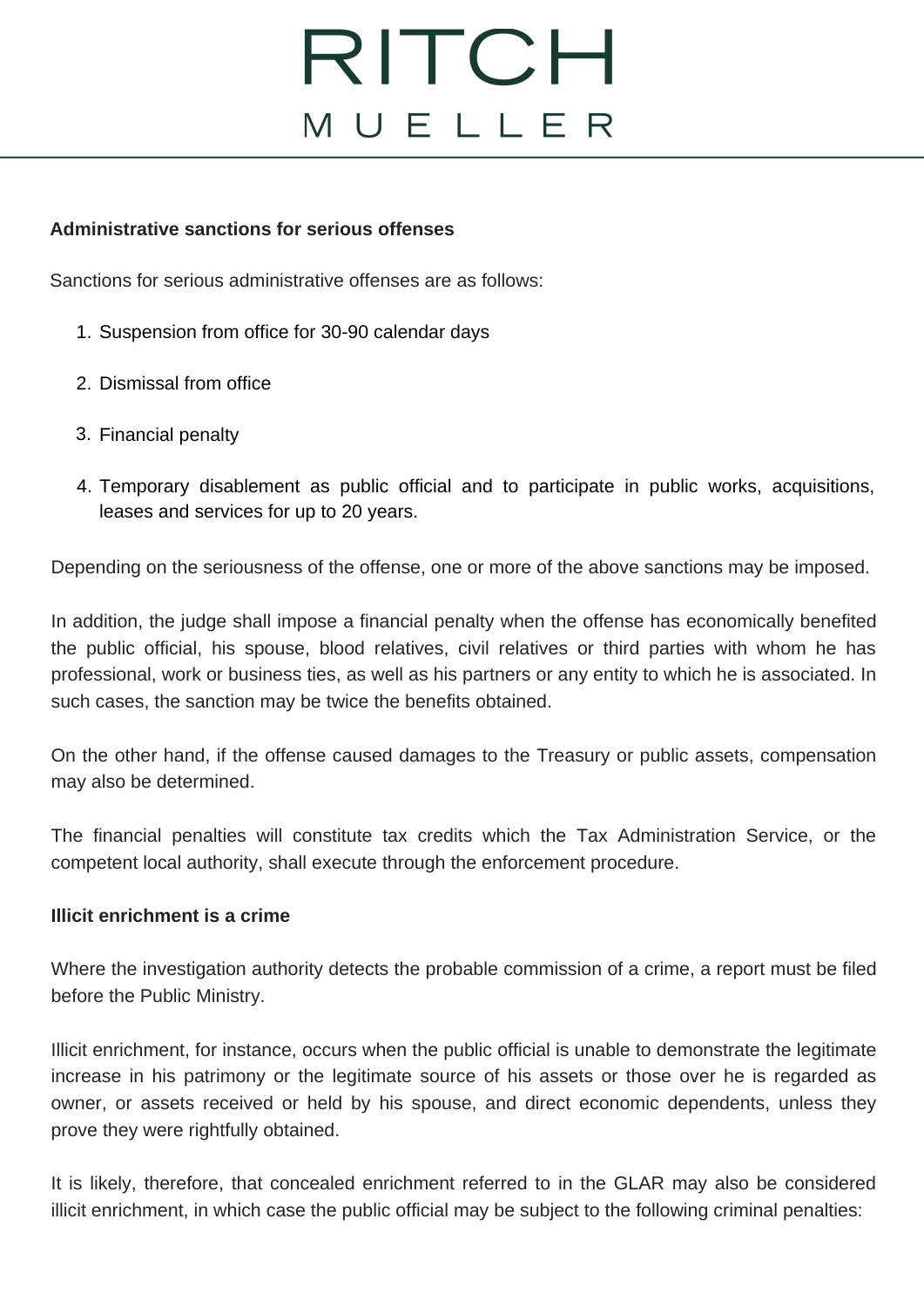**Administrative sanctions for serious offenses**

Sanctions for serious administrative offenses are as follows:

1. Suspension from office for 30-90 calendar days
2. Dismissal from office
3. Financial penalty
4. Temporary disablement as public official and to participate in public works, acquisitions, leases and services for up to 20 years.

Depending on the seriousness of the offense, one or more of the above sanctions may be imposed.

In addition, the judge shall impose a financial penalty when the offense has economically benefited the public official, his spouse, blood relatives, civil relatives or third parties with whom he has professional, work or business ties, as well as his partners or any entity to which he is associated. In such cases, the sanction may be twice the benefits obtained.

On the other hand, if the offense caused damages to the Treasury or public assets, compensation may also be determined.

The financial penalties will constitute tax credits which the Tax Administration Service, or the competent local authority, shall execute through the enforcement procedure.

**Illicit enrichment is a crime**

Where the investigation authority detects the probable commission of a crime, a report must be filed before the Public Ministry.

Illicit enrichment, for instance, occurs when the public official is unable to demonstrate the legitimate increase in his patrimony or the legitimate source of his assets or those over he is regarded as owner, or assets received or held by his spouse, and direct economic dependents, unless they prove they were rightfully obtained.

It is likely, therefore, that concealed enrichment referred to in the GLAR may also be considered illicit enrichment, in which case the public official may be subject to the following criminal penalties: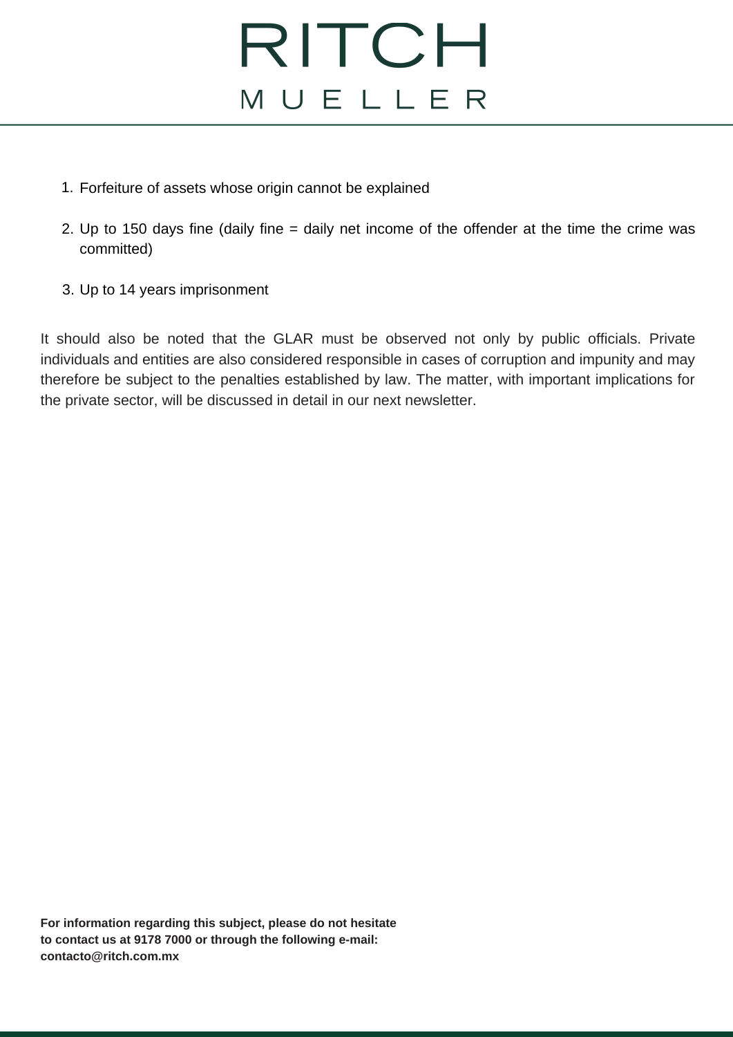1. Forfeiture of assets whose origin cannot be explained
2. Up to 150 days fine (daily fine = daily net income of the offender at the time the crime was committed)
3. Up to 14 years imprisonment

It should also be noted that the GLAR must be observed not only by public officials. Private individuals and entities are also considered responsible in cases of corruption and impunity and may therefore be subject to the penalties established by law. The matter, with important implications for the private sector, will be discussed in detail in our next newsletter.

**For information regarding this subject, please do not hesitate to contact us at 9178 7000 or through the following e-mail: contacto@ritch.com.mx**